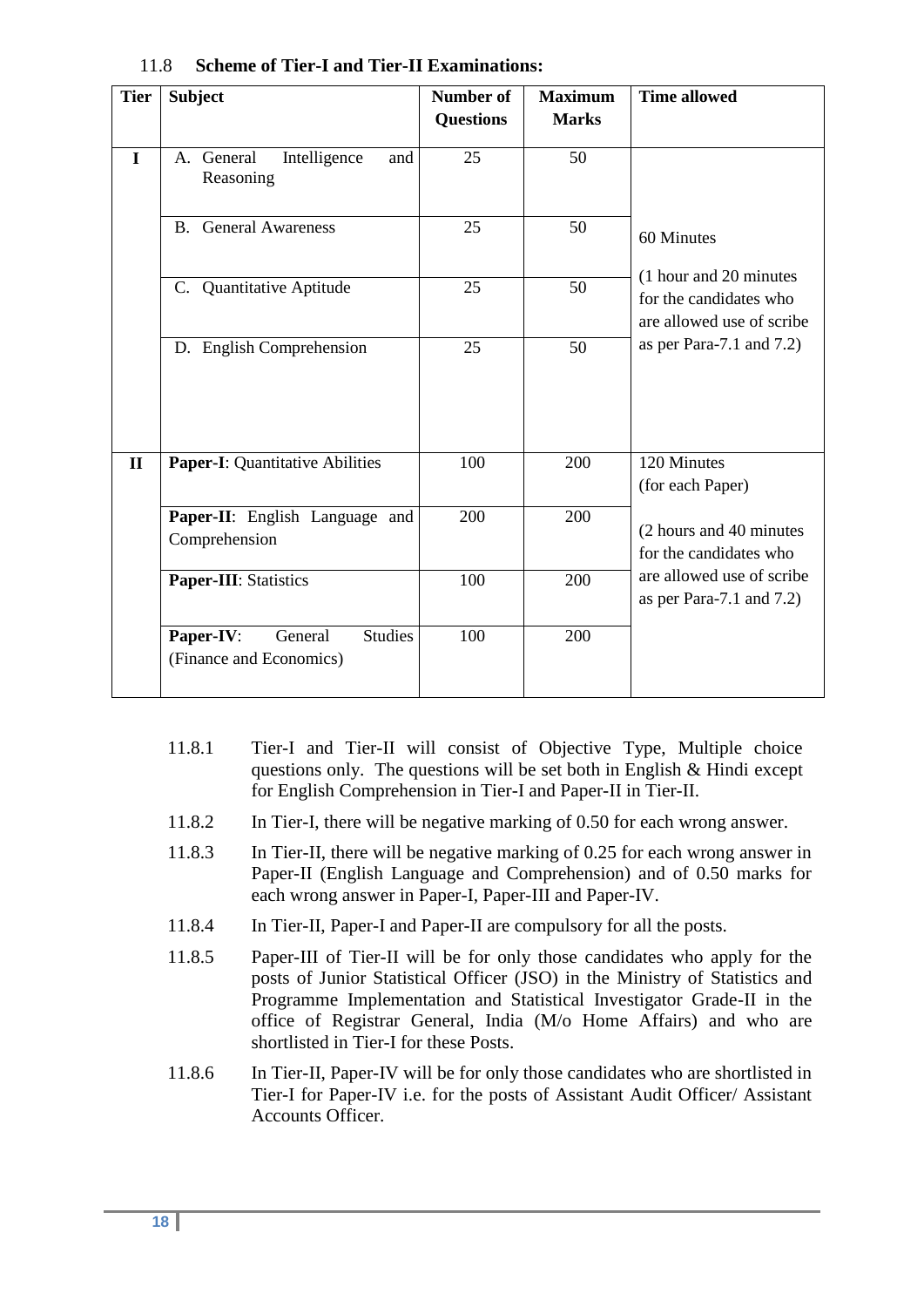## 11.8 Scheme of Tier-I and Tier-II Examinations:

| Tier | Subject | Number of Questions | Maximum Marks | Time allowed |
|---|---|---|---|---|
| I | A. General Intelligence and Reasoning | 25 | 50 | 60 Minutes<br><br>(1 hour and 20 minutes for the candidates who are allowed use of scribe as per Para-7.1 and 7.2) |
| | B. General Awareness | 25 | 50 | |
| | C. Quantitative Aptitude | 25 | 50 | |
| | D. English Comprehension | 25 | 50 | |
| II | **Paper-I**: Quantitative Abilities | 100 | 200 | 120 Minutes (for each Paper)<br><br>(2 hours and 40 minutes for the candidates who are allowed use of scribe as per Para-7.1 and 7.2) |
| | **Paper-II**: English Language and Comprehension | 200 | 200 | |
| | **Paper-III**: Statistics | 100 | 200 | |
| | **Paper-IV**: General Studies (Finance and Economics) | 100 | 200 | |

11.8.1 Tier-I and Tier-II will consist of Objective Type, Multiple choice questions only. The questions will be set both in English & Hindi except for English Comprehension in Tier-I and Paper-II in Tier-II.

11.8.2 In Tier-I, there will be negative marking of 0.50 for each wrong answer.

11.8.3 In Tier-II, there will be negative marking of 0.25 for each wrong answer in Paper-II (English Language and Comprehension) and of 0.50 marks for each wrong answer in Paper-I, Paper-III and Paper-IV.

11.8.4 In Tier-II, Paper-I and Paper-II are compulsory for all the posts.

11.8.5 Paper-III of Tier-II will be for only those candidates who apply for the posts of Junior Statistical Officer (JSO) in the Ministry of Statistics and Programme Implementation and Statistical Investigator Grade-II in the office of Registrar General, India (M/o Home Affairs) and who are shortlisted in Tier-I for these Posts.

11.8.6 In Tier-II, Paper-IV will be for only those candidates who are shortlisted in Tier-I for Paper-IV i.e. for the posts of Assistant Audit Officer/ Assistant Accounts Officer.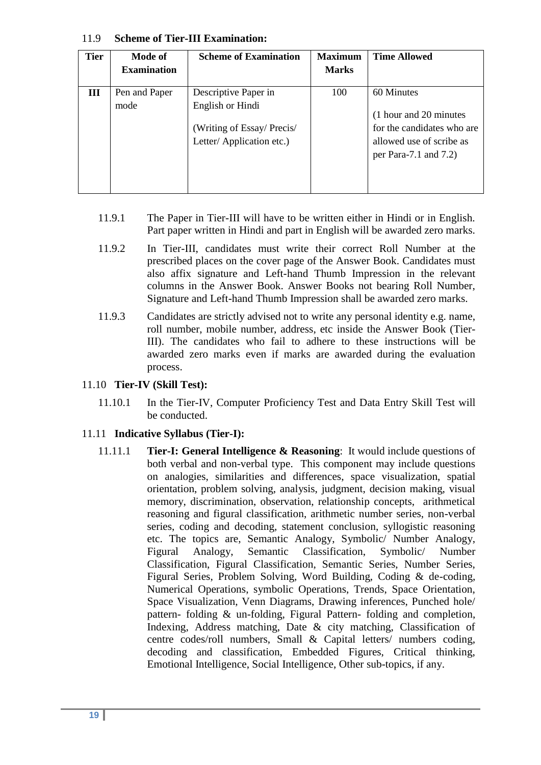### 11.9 Scheme of Tier-III Examination:

| Tier | Mode of Examination | Scheme of Examination | Maximum Marks | Time Allowed |
|---|---|---|---|---|
| III | Pen and Paper mode | Descriptive Paper in English or Hindi<br><br>(Writing of Essay/ Precis/ Letter/ Application etc.) | 100 | 60 Minutes<br><br>(1 hour and 20 minutes for the candidates who are allowed use of scribe as per Para-7.1 and 7.2) |

11.9.1 The Paper in Tier-III will have to be written either in Hindi or in English. Part paper written in Hindi and part in English will be awarded zero marks.

11.9.2 In Tier-III, candidates must write their correct Roll Number at the prescribed places on the cover page of the Answer Book. Candidates must also affix signature and Left-hand Thumb Impression in the relevant columns in the Answer Book. Answer Books not bearing Roll Number, Signature and Left-hand Thumb Impression shall be awarded zero marks.

11.9.3 Candidates are strictly advised not to write any personal identity e.g. name, roll number, mobile number, address, etc inside the Answer Book (Tier-III). The candidates who fail to adhere to these instructions will be awarded zero marks even if marks are awarded during the evaluation process.

### 11.10 Tier-IV (Skill Test):

11.10.1 In the Tier-IV, Computer Proficiency Test and Data Entry Skill Test will be conducted.

### 11.11 Indicative Syllabus (Tier-I):

11.11.1 **Tier-I: General Intelligence & Reasoning**: It would include questions of both verbal and non-verbal type. This component may include questions on analogies, similarities and differences, space visualization, spatial orientation, problem solving, analysis, judgment, decision making, visual memory, discrimination, observation, relationship concepts, arithmetical reasoning and figural classification, arithmetic number series, non-verbal series, coding and decoding, statement conclusion, syllogistic reasoning etc. The topics are, Semantic Analogy, Symbolic/ Number Analogy, Figural Analogy, Semantic Classification, Symbolic/ Number Classification, Figural Classification, Semantic Series, Number Series, Figural Series, Problem Solving, Word Building, Coding & de-coding, Numerical Operations, symbolic Operations, Trends, Space Orientation, Space Visualization, Venn Diagrams, Drawing inferences, Punched hole/ pattern- folding & un-folding, Figural Pattern- folding and completion, Indexing, Address matching, Date & city matching, Classification of centre codes/roll numbers, Small & Capital letters/ numbers coding, decoding and classification, Embedded Figures, Critical thinking, Emotional Intelligence, Social Intelligence, Other sub-topics, if any.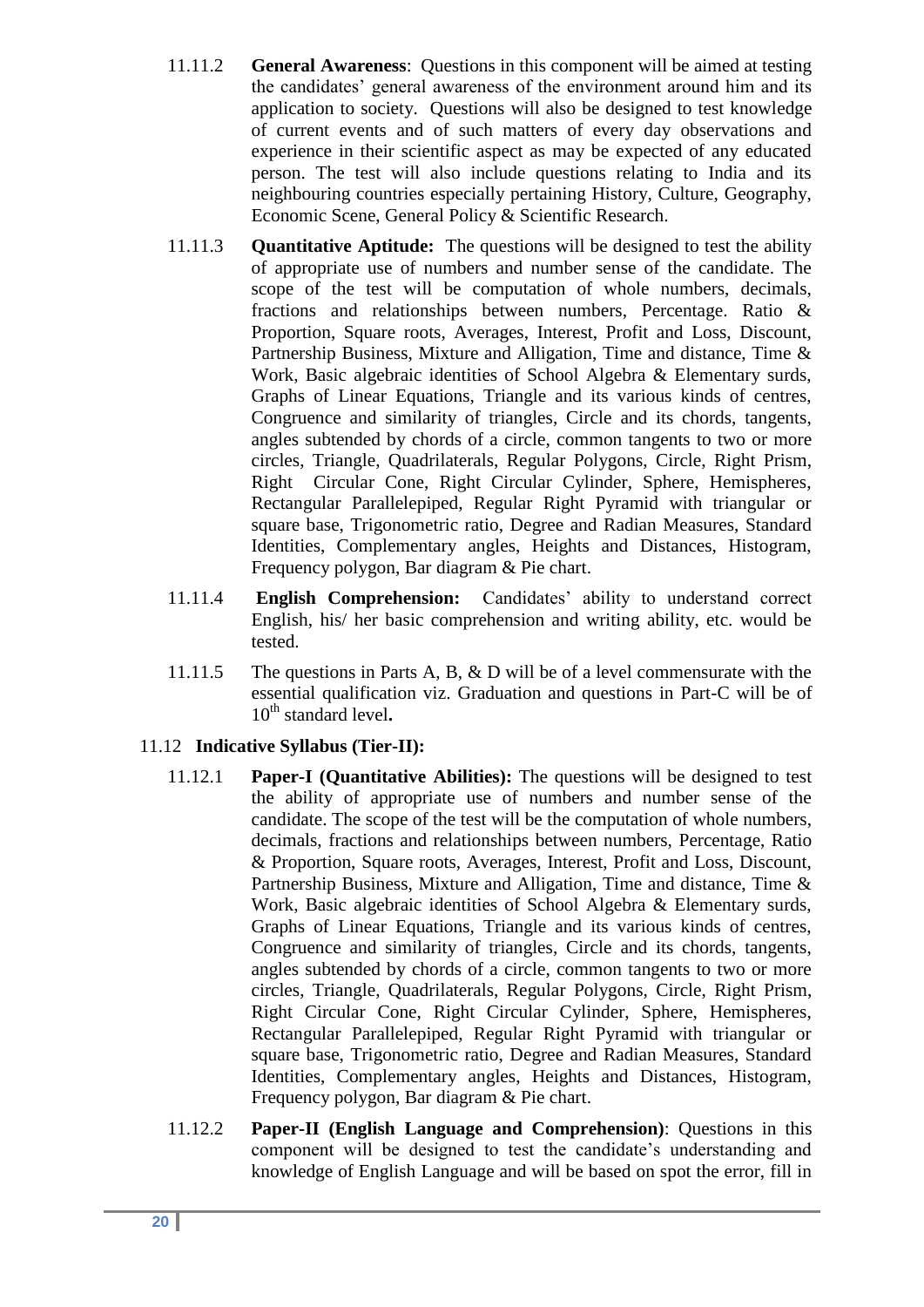11.11.2 **General Awareness**: Questions in this component will be aimed at testing the candidates' general awareness of the environment around him and its application to society. Questions will also be designed to test knowledge of current events and of such matters of every day observations and experience in their scientific aspect as may be expected of any educated person. The test will also include questions relating to India and its neighbouring countries especially pertaining History, Culture, Geography, Economic Scene, General Policy & Scientific Research.

11.11.3 **Quantitative Aptitude:** The questions will be designed to test the ability of appropriate use of numbers and number sense of the candidate. The scope of the test will be computation of whole numbers, decimals, fractions and relationships between numbers, Percentage. Ratio & Proportion, Square roots, Averages, Interest, Profit and Loss, Discount, Partnership Business, Mixture and Alligation, Time and distance, Time & Work, Basic algebraic identities of School Algebra & Elementary surds, Graphs of Linear Equations, Triangle and its various kinds of centres, Congruence and similarity of triangles, Circle and its chords, tangents, angles subtended by chords of a circle, common tangents to two or more circles, Triangle, Quadrilaterals, Regular Polygons, Circle, Right Prism, Right Circular Cone, Right Circular Cylinder, Sphere, Hemispheres, Rectangular Parallelepiped, Regular Right Pyramid with triangular or square base, Trigonometric ratio, Degree and Radian Measures, Standard Identities, Complementary angles, Heights and Distances, Histogram, Frequency polygon, Bar diagram & Pie chart.

11.11.4 **English Comprehension:** Candidates' ability to understand correct English, his/ her basic comprehension and writing ability, etc. would be tested.

11.11.5 The questions in Parts A, B, & D will be of a level commensurate with the essential qualification viz. Graduation and questions in Part-C will be of 10th standard level**.**

## 11.12 Indicative Syllabus (Tier-II):

11.12.1 **Paper-I (Quantitative Abilities):** The questions will be designed to test the ability of appropriate use of numbers and number sense of the candidate. The scope of the test will be the computation of whole numbers, decimals, fractions and relationships between numbers, Percentage, Ratio & Proportion, Square roots, Averages, Interest, Profit and Loss, Discount, Partnership Business, Mixture and Alligation, Time and distance, Time & Work, Basic algebraic identities of School Algebra & Elementary surds, Graphs of Linear Equations, Triangle and its various kinds of centres, Congruence and similarity of triangles, Circle and its chords, tangents, angles subtended by chords of a circle, common tangents to two or more circles, Triangle, Quadrilaterals, Regular Polygons, Circle, Right Prism, Right Circular Cone, Right Circular Cylinder, Sphere, Hemispheres, Rectangular Parallelepiped, Regular Right Pyramid with triangular or square base, Trigonometric ratio, Degree and Radian Measures, Standard Identities, Complementary angles, Heights and Distances, Histogram, Frequency polygon, Bar diagram & Pie chart.

11.12.2 **Paper-II (English Language and Comprehension)**: Questions in this component will be designed to test the candidate's understanding and knowledge of English Language and will be based on spot the error, fill in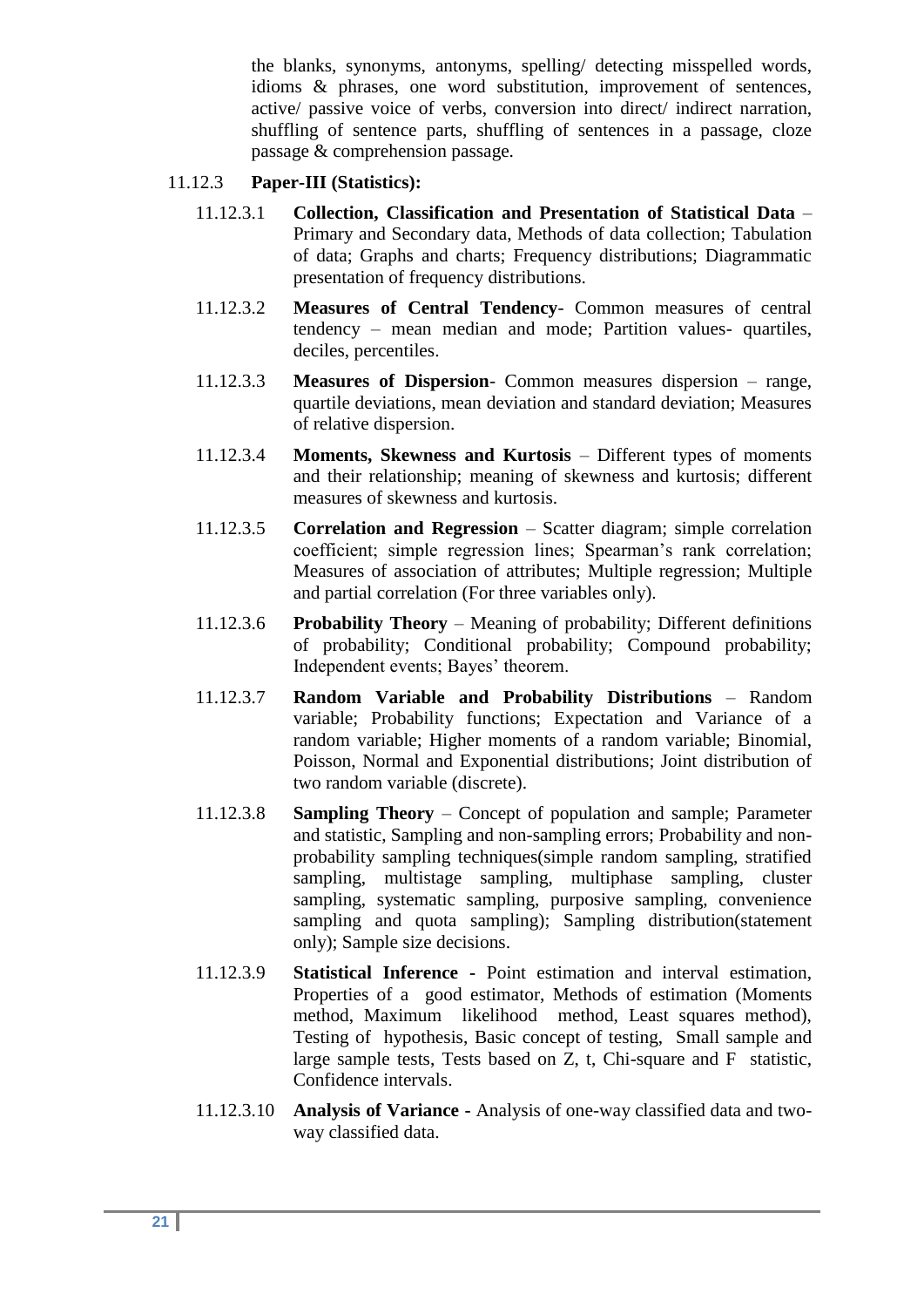the blanks, synonyms, antonyms, spelling/ detecting misspelled words, idioms & phrases, one word substitution, improvement of sentences, active/ passive voice of verbs, conversion into direct/ indirect narration, shuffling of sentence parts, shuffling of sentences in a passage, cloze passage & comprehension passage.

11.12.3 **Paper-III (Statistics):**

11.12.3.1 **Collection, Classification and Presentation of Statistical Data** – Primary and Secondary data, Methods of data collection; Tabulation of data; Graphs and charts; Frequency distributions; Diagrammatic presentation of frequency distributions.

11.12.3.2 **Measures of Central Tendency**- Common measures of central tendency – mean median and mode; Partition values- quartiles, deciles, percentiles.

11.12.3.3 **Measures of Dispersion**- Common measures dispersion – range, quartile deviations, mean deviation and standard deviation; Measures of relative dispersion.

11.12.3.4 **Moments, Skewness and Kurtosis** – Different types of moments and their relationship; meaning of skewness and kurtosis; different measures of skewness and kurtosis.

11.12.3.5 **Correlation and Regression** – Scatter diagram; simple correlation coefficient; simple regression lines; Spearman's rank correlation; Measures of association of attributes; Multiple regression; Multiple and partial correlation (For three variables only).

11.12.3.6 **Probability Theory** – Meaning of probability; Different definitions of probability; Conditional probability; Compound probability; Independent events; Bayes' theorem.

11.12.3.7 **Random Variable and Probability Distributions** – Random variable; Probability functions; Expectation and Variance of a random variable; Higher moments of a random variable; Binomial, Poisson, Normal and Exponential distributions; Joint distribution of two random variable (discrete).

11.12.3.8 **Sampling Theory** – Concept of population and sample; Parameter and statistic, Sampling and non-sampling errors; Probability and non-probability sampling techniques(simple random sampling, stratified sampling, multistage sampling, multiphase sampling, cluster sampling, systematic sampling, purposive sampling, convenience sampling and quota sampling); Sampling distribution(statement only); Sample size decisions.

11.12.3.9 **Statistical Inference -** Point estimation and interval estimation, Properties of a good estimator, Methods of estimation (Moments method, Maximum likelihood method, Least squares method), Testing of hypothesis, Basic concept of testing, Small sample and large sample tests, Tests based on Z, t, Chi-square and F statistic, Confidence intervals.

11.12.3.10 **Analysis of Variance -** Analysis of one-way classified data and two-way classified data.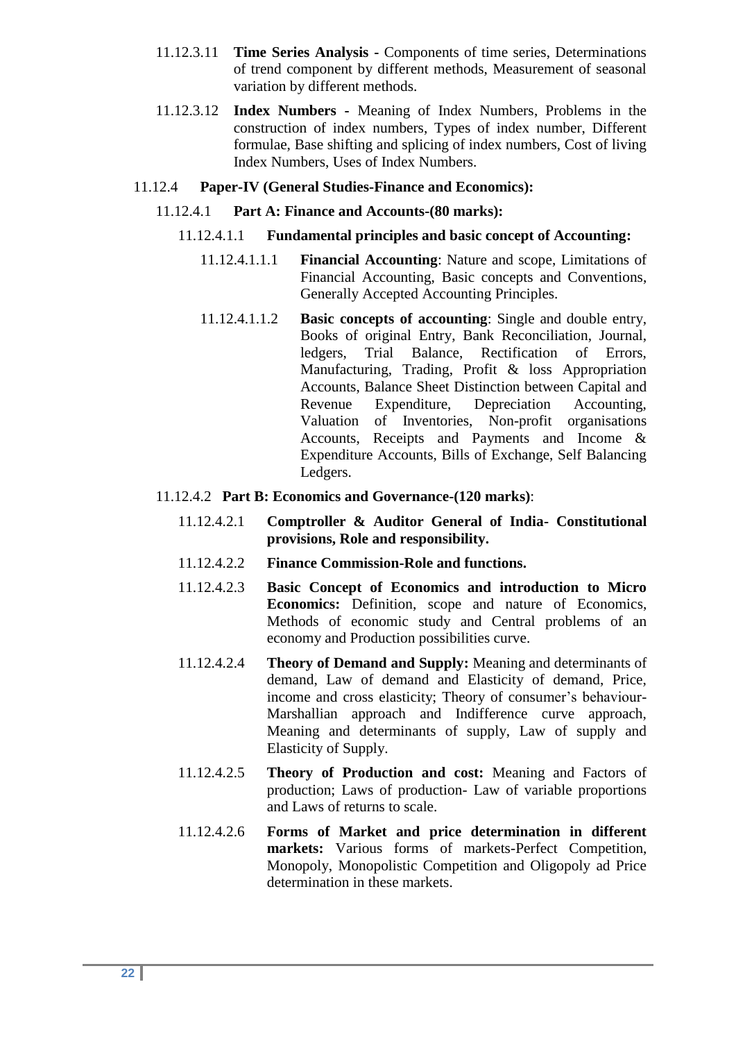11.12.3.11 **Time Series Analysis** - Components of time series, Determinations of trend component by different methods, Measurement of seasonal variation by different methods.

11.12.3.12 **Index Numbers** - Meaning of Index Numbers, Problems in the construction of index numbers, Types of index number, Different formulae, Base shifting and splicing of index numbers, Cost of living Index Numbers, Uses of Index Numbers.

11.12.4 **Paper-IV (General Studies-Finance and Economics):**

11.12.4.1 **Part A: Finance and Accounts-(80 marks):**

11.12.4.1.1 **Fundamental principles and basic concept of Accounting:**

11.12.4.1.1.1 **Financial Accounting**: Nature and scope, Limitations of Financial Accounting, Basic concepts and Conventions, Generally Accepted Accounting Principles.

11.12.4.1.1.2 **Basic concepts of accounting**: Single and double entry, Books of original Entry, Bank Reconciliation, Journal, ledgers, Trial Balance, Rectification of Errors, Manufacturing, Trading, Profit & loss Appropriation Accounts, Balance Sheet Distinction between Capital and Revenue Expenditure, Depreciation Accounting, Valuation of Inventories, Non-profit organisations Accounts, Receipts and Payments and Income & Expenditure Accounts, Bills of Exchange, Self Balancing Ledgers.

11.12.4.2 **Part B: Economics and Governance-(120 marks)**:

11.12.4.2.1 **Comptroller & Auditor General of India- Constitutional provisions, Role and responsibility.**

11.12.4.2.2 **Finance Commission-Role and functions.**

11.12.4.2.3 **Basic Concept of Economics and introduction to Micro Economics:** Definition, scope and nature of Economics, Methods of economic study and Central problems of an economy and Production possibilities curve.

11.12.4.2.4 **Theory of Demand and Supply:** Meaning and determinants of demand, Law of demand and Elasticity of demand, Price, income and cross elasticity; Theory of consumer's behaviour-Marshallian approach and Indifference curve approach, Meaning and determinants of supply, Law of supply and Elasticity of Supply.

11.12.4.2.5 **Theory of Production and cost:** Meaning and Factors of production; Laws of production- Law of variable proportions and Laws of returns to scale.

11.12.4.2.6 **Forms of Market and price determination in different markets:** Various forms of markets-Perfect Competition, Monopoly, Monopolistic Competition and Oligopoly ad Price determination in these markets.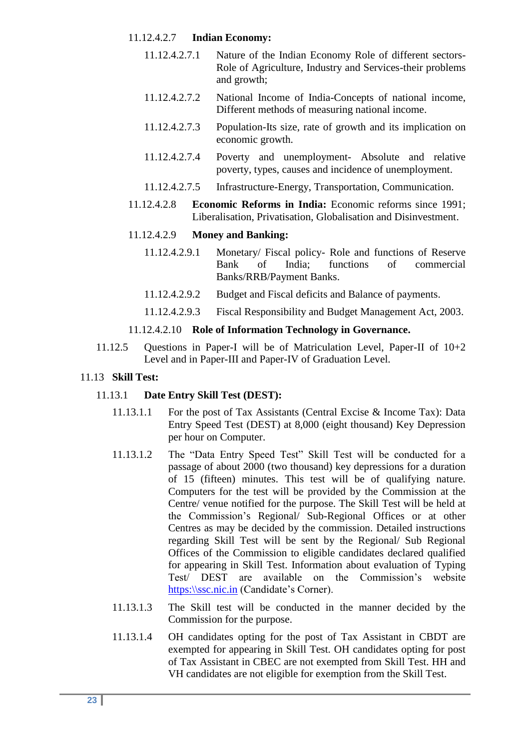11.12.4.2.7 **Indian Economy:**

11.12.4.2.7.1 Nature of the Indian Economy Role of different sectors-Role of Agriculture, Industry and Services-their problems and growth;

11.12.4.2.7.2 National Income of India-Concepts of national income, Different methods of measuring national income.

11.12.4.2.7.3 Population-Its size, rate of growth and its implication on economic growth.

11.12.4.2.7.4 Poverty and unemployment- Absolute and relative poverty, types, causes and incidence of unemployment.

11.12.4.2.7.5 Infrastructure-Energy, Transportation, Communication.

11.12.4.2.8 **Economic Reforms in India:** Economic reforms since 1991; Liberalisation, Privatisation, Globalisation and Disinvestment.

11.12.4.2.9 **Money and Banking:**

11.12.4.2.9.1 Monetary/ Fiscal policy- Role and functions of Reserve Bank of India; functions of commercial Banks/RRB/Payment Banks.

11.12.4.2.9.2 Budget and Fiscal deficits and Balance of payments.

11.12.4.2.9.3 Fiscal Responsibility and Budget Management Act, 2003.

11.12.4.2.10 **Role of Information Technology in Governance.**

11.12.5 Questions in Paper-I will be of Matriculation Level, Paper-II of 10+2 Level and in Paper-III and Paper-IV of Graduation Level.

11.13 **Skill Test:**

11.13.1 **Date Entry Skill Test (DEST):**

11.13.1.1 For the post of Tax Assistants (Central Excise & Income Tax): Data Entry Speed Test (DEST) at 8,000 (eight thousand) Key Depression per hour on Computer.

11.13.1.2 The "Data Entry Speed Test" Skill Test will be conducted for a passage of about 2000 (two thousand) key depressions for a duration of 15 (fifteen) minutes. This test will be of qualifying nature. Computers for the test will be provided by the Commission at the Centre/ venue notified for the purpose. The Skill Test will be held at the Commission's Regional/ Sub-Regional Offices or at other Centres as may be decided by the commission. Detailed instructions regarding Skill Test will be sent by the Regional/ Sub Regional Offices of the Commission to eligible candidates declared qualified for appearing in Skill Test. Information about evaluation of Typing Test/ DEST are available on the Commission's website https:\\ssc.nic.in (Candidate's Corner).

11.13.1.3 The Skill test will be conducted in the manner decided by the Commission for the purpose.

11.13.1.4 OH candidates opting for the post of Tax Assistant in CBDT are exempted for appearing in Skill Test. OH candidates opting for post of Tax Assistant in CBEC are not exempted from Skill Test. HH and VH candidates are not eligible for exemption from the Skill Test.